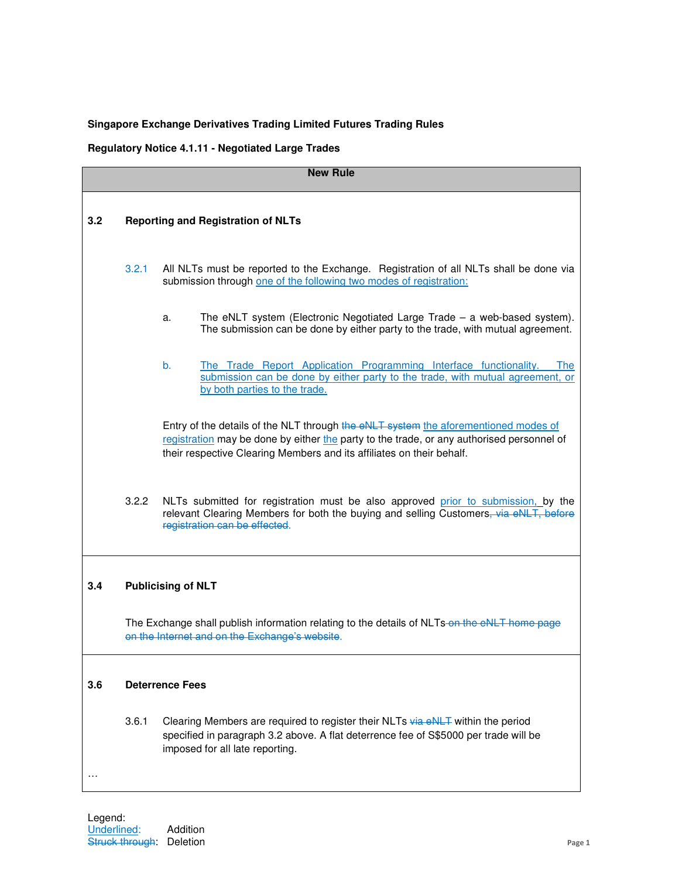**Singapore Exchange Derivatives Trading Limited Futures Trading Rules**

**Regulatory Notice 4.1.11 - Negotiated Large Trades**

**New Rule**

**3.2 Reporting and Registration of NLTs**

3.2.1 All NLTs must be reported to the Exchange. Registration of all NLTs shall be done via submission through <u>one of the following two modes of registration:</u>

a. The eNLT system (Electronic Negotiated Large Trade – a web-based system). The submission can be done by either party to the trade, with mutual agreement.

b. <u>The Trade Report Application Programming Interface functionality. The submission can be done by either party to the trade, with mutual agreement, or by both parties to the trade.</u>

Entry of the details of the NLT through ~~the eNLT system~~ <u>the aforementioned modes of registration</u> may be done by either <u>the</u> party to the trade, or any authorised personnel of their respective Clearing Members and its affiliates on their behalf.

3.2.2 NLTs submitted for registration must be also approved <u>prior to submission,</u> by the relevant Clearing Members for both the buying and selling Customers~~, via eNLT, before registration can be effected~~.

**3.4 Publicising of NLT**

The Exchange shall publish information relating to the details of NLTs~~ on the eNLT home page on the Internet and on the Exchange's website~~.

**3.6 Deterrence Fees**

3.6.1 Clearing Members are required to register their NLTs ~~via eNLT~~ within the period specified in paragraph 3.2 above. A flat deterrence fee of S$5000 per trade will be imposed for all late reporting.

…

Legend:
<u>Underlined:</u> Addition
~~Struck through~~: Deletion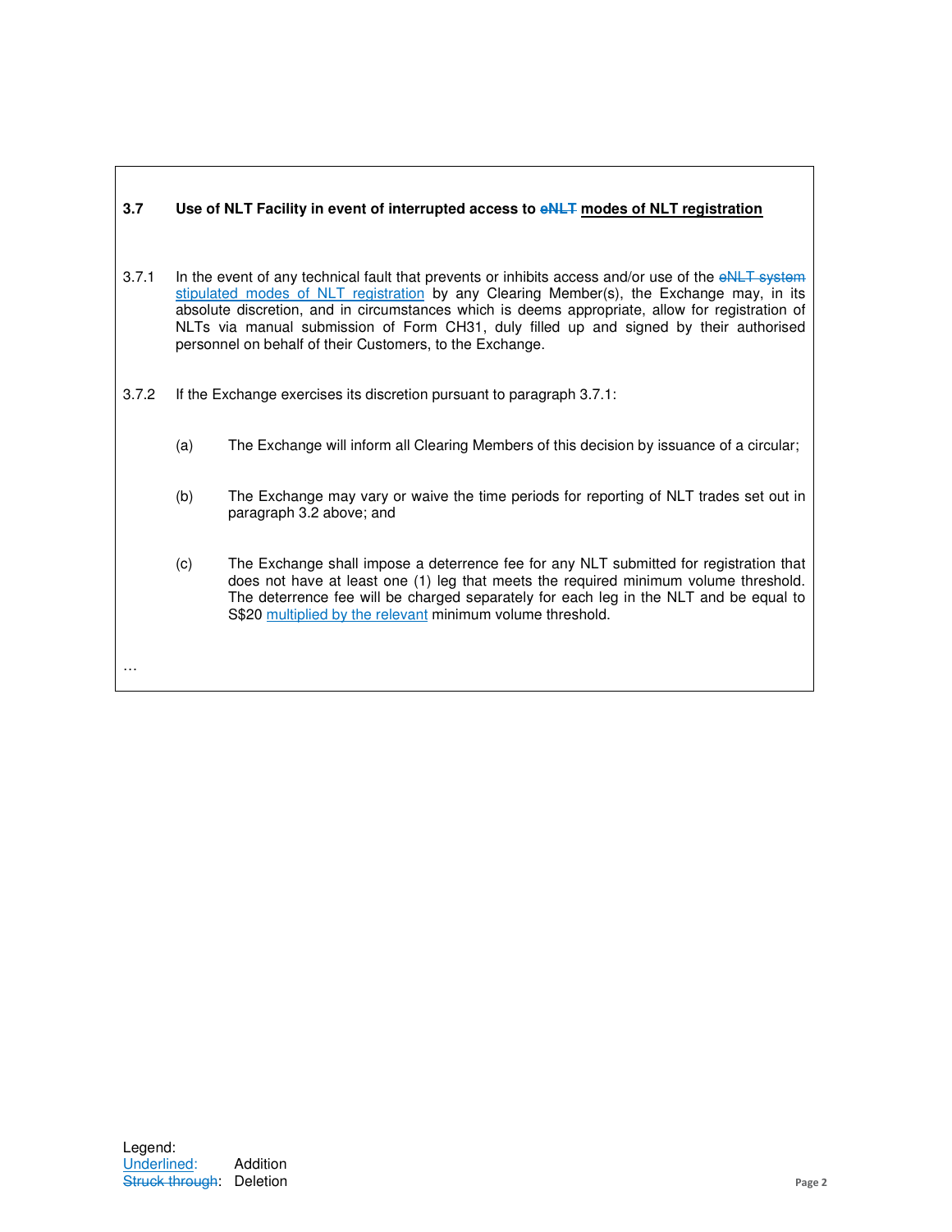**3.7 Use of NLT Facility in event of interrupted access to ~~eNLT~~ modes of NLT registration**

3.7.1 In the event of any technical fault that prevents or inhibits access and/or use of the ~~eNLT system~~ <u>stipulated modes of NLT registration</u> by any Clearing Member(s), the Exchange may, in its absolute discretion, and in circumstances which is deems appropriate, allow for registration of NLTs via manual submission of Form CH31, duly filled up and signed by their authorised personnel on behalf of their Customers, to the Exchange.

3.7.2 If the Exchange exercises its discretion pursuant to paragraph 3.7.1:

(a) The Exchange will inform all Clearing Members of this decision by issuance of a circular;

(b) The Exchange may vary or waive the time periods for reporting of NLT trades set out in paragraph 3.2 above; and

(c) The Exchange shall impose a deterrence fee for any NLT submitted for registration that does not have at least one (1) leg that meets the required minimum volume threshold. The deterrence fee will be charged separately for each leg in the NLT and be equal to S$20 <u>multiplied by the relevant</u> minimum volume threshold.

…

Legend:
<u>Underlined:</u> Addition
~~Struck through~~: Deletion